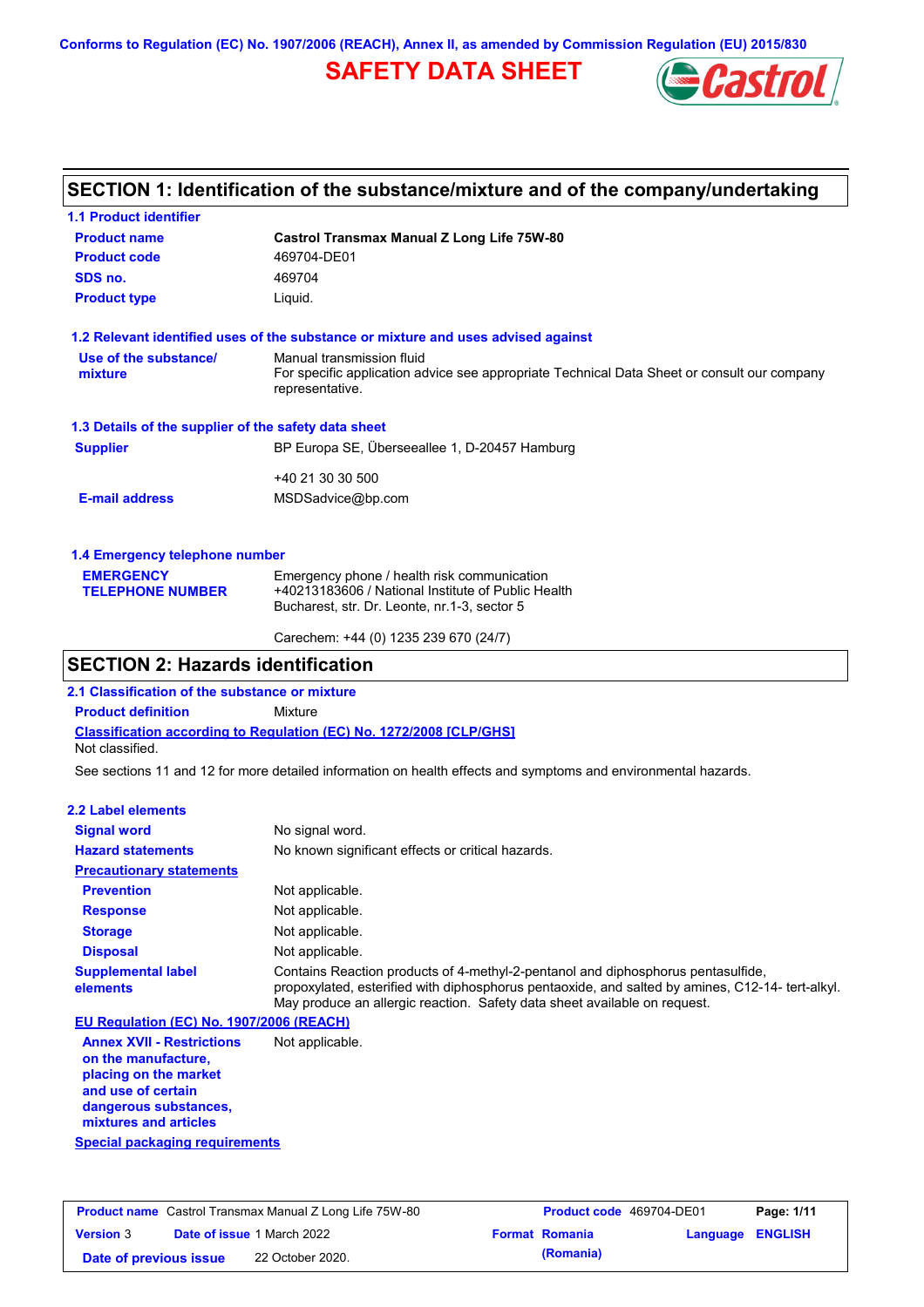Conforms to Regulation (EC) No. 1907/2006 (REACH), Annex II, as amended by Commission Regulation (EU) 2015/830

# SAFETY DATA SHEET

## SECTION 1: Identification of the substance/mixture and of the company/undertaking

### 1.1 Product identifier

| | |
|---|---|
| **Product name** | **Castrol Transmax Manual Z Long Life 75W-80** |
| **Product code** | 469704-DE01 |
| **SDS no.** | 469704 |
| **Product type** | Liquid. |

### 1.2 Relevant identified uses of the substance or mixture and uses advised against

| | |
|---|---|
| **Use of the substance/ mixture** | Manual transmission fluid<br>For specific application advice see appropriate Technical Data Sheet or consult our company representative. |

### 1.3 Details of the supplier of the safety data sheet

| | |
|---|---|
| **Supplier** | BP Europa SE, Überseeallee 1, D-20457 Hamburg<br><br>+40 21 30 30 500 |
| **E-mail address** | MSDSadvice@bp.com |

### 1.4 Emergency telephone number

| | |
|---|---|
| **EMERGENCY TELEPHONE NUMBER** | Emergency phone / health risk communication<br>+40213183606 / National Institute of Public Health<br>Bucharest, str. Dr. Leonte, nr.1-3, sector 5<br><br>Carechem: +44 (0) 1235 239 670 (24/7) |

## SECTION 2: Hazards identification

### 2.1 Classification of the substance or mixture

**Product definition** Mixture

**Classification according to Regulation (EC) No. 1272/2008 [CLP/GHS]**

Not classified.

See sections 11 and 12 for more detailed information on health effects and symptoms and environmental hazards.

### 2.2 Label elements

| | |
|---|---|
| **Signal word** | No signal word. |
| **Hazard statements** | No known significant effects or critical hazards. |
| **Precautionary statements** | |
| **Prevention** | Not applicable. |
| **Response** | Not applicable. |
| **Storage** | Not applicable. |
| **Disposal** | Not applicable. |
| **Supplemental label elements** | Contains Reaction products of 4-methyl-2-pentanol and diphosphorus pentasulfide, propoxylated, esterified with diphosphorus pentaoxide, and salted by amines, C12-14- tert-alkyl. May produce an allergic reaction. Safety data sheet available on request. |

**EU Regulation (EC) No. 1907/2006 (REACH)**

| | |
|---|---|
| **Annex XVII - Restrictions on the manufacture, placing on the market and use of certain dangerous substances, mixtures and articles** | Not applicable. |

**Special packaging requirements**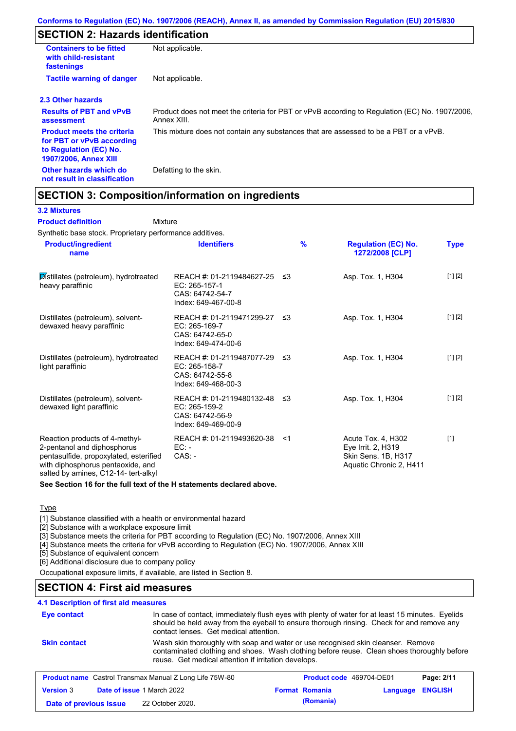Conforms to Regulation (EC) No. 1907/2006 (REACH), Annex II, as amended by Commission Regulation (EU) 2015/830

## SECTION 2: Hazards identification

| | |
|---|---|
| **Containers to be fitted with child-resistant fastenings** | Not applicable. |
| **Tactile warning of danger** | Not applicable. |

### 2.3 Other hazards

| | |
|---|---|
| **Results of PBT and vPvB assessment** | Product does not meet the criteria for PBT or vPvB according to Regulation (EC) No. 1907/2006, Annex XIII. |
| **Product meets the criteria for PBT or vPvB according to Regulation (EC) No. 1907/2006, Annex XIII** | This mixture does not contain any substances that are assessed to be a PBT or a vPvB. |
| **Other hazards which do not result in classification** | Defatting to the skin. |

## SECTION 3: Composition/information on ingredients

### 3.2 Mixtures

**Product definition** Mixture

Synthetic base stock. Proprietary performance additives.

| Product/ingredient name | Identifiers | % | Regulation (EC) No. 1272/2008 [CLP] | Type |
|---|---|---|---|---|
| Distillates (petroleum), hydrotreated heavy paraffinic | REACH #: 01-2119484627-25<br>EC: 265-157-1<br>CAS: 64742-54-7<br>Index: 649-467-00-8 | ≤3 | Asp. Tox. 1, H304 | [1] [2] |
| Distillates (petroleum), solvent-dewaxed heavy paraffinic | REACH #: 01-2119471299-27<br>EC: 265-169-7<br>CAS: 64742-65-0<br>Index: 649-474-00-6 | ≤3 | Asp. Tox. 1, H304 | [1] [2] |
| Distillates (petroleum), hydrotreated light paraffinic | REACH #: 01-2119487077-29<br>EC: 265-158-7<br>CAS: 64742-55-8<br>Index: 649-468-00-3 | ≤3 | Asp. Tox. 1, H304 | [1] [2] |
| Distillates (petroleum), solvent-dewaxed light paraffinic | REACH #: 01-2119480132-48<br>EC: 265-159-2<br>CAS: 64742-56-9<br>Index: 649-469-00-9 | ≤3 | Asp. Tox. 1, H304 | [1] [2] |
| Reaction products of 4-methyl-2-pentanol and diphosphorus pentasulfide, propoxylated, esterified with diphosphorus pentaoxide, and salted by amines, C12-14- tert-alkyl | REACH #: 01-2119493620-38<br>EC: -<br>CAS: - | <1 | Acute Tox. 4, H302<br>Eye Irrit. 2, H319<br>Skin Sens. 1B, H317<br>Aquatic Chronic 2, H411 | [1] |

**See Section 16 for the full text of the H statements declared above.**

Type

[1] Substance classified with a health or environmental hazard
[2] Substance with a workplace exposure limit
[3] Substance meets the criteria for PBT according to Regulation (EC) No. 1907/2006, Annex XIII
[4] Substance meets the criteria for vPvB according to Regulation (EC) No. 1907/2006, Annex XIII
[5] Substance of equivalent concern
[6] Additional disclosure due to company policy

Occupational exposure limits, if available, are listed in Section 8.

## SECTION 4: First aid measures

### 4.1 Description of first aid measures

| | |
|---|---|
| **Eye contact** | In case of contact, immediately flush eyes with plenty of water for at least 15 minutes. Eyelids should be held away from the eyeball to ensure thorough rinsing. Check for and remove any contact lenses. Get medical attention. |
| **Skin contact** | Wash skin thoroughly with soap and water or use recognised skin cleanser. Remove contaminated clothing and shoes. Wash clothing before reuse. Clean shoes thoroughly before reuse. Get medical attention if irritation develops. |

| | | | |
|---|---|---|---|
| **Product name** Castrol Transmax Manual Z Long Life 75W-80 | | **Product code** 469704-DE01 | |
| **Version** 3 | **Date of issue** 1 March 2022 | **Format** Romania (Romania) | **Language** ENGLISH |
| **Date of previous issue** | 22 October 2020. | | |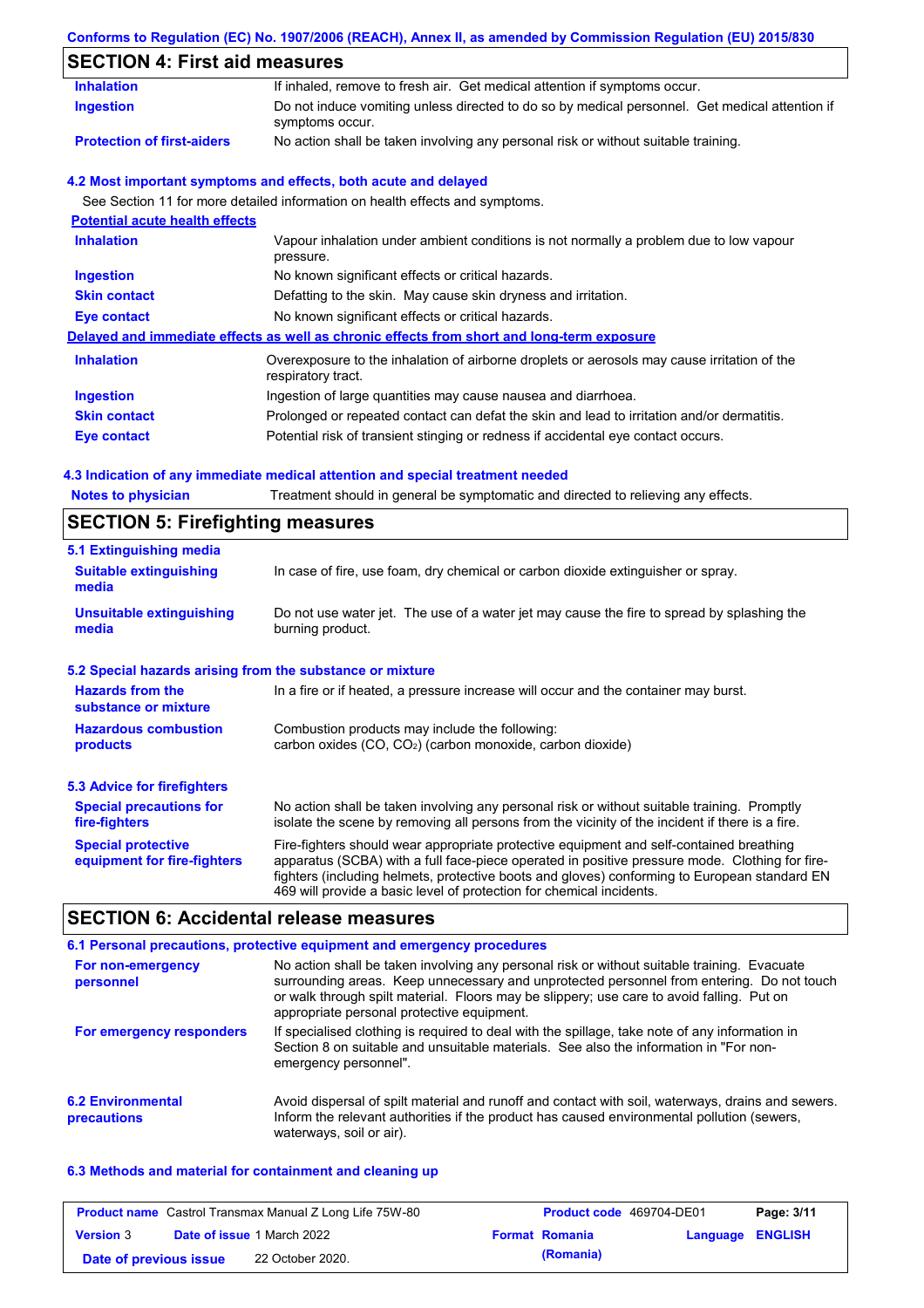## SECTION 4: First aid measures

| | |
|---|---|
| **Inhalation** | If inhaled, remove to fresh air. Get medical attention if symptoms occur. |
| **Ingestion** | Do not induce vomiting unless directed to do so by medical personnel. Get medical attention if symptoms occur. |
| **Protection of first-aiders** | No action shall be taken involving any personal risk or without suitable training. |

### 4.2 Most important symptoms and effects, both acute and delayed

See Section 11 for more detailed information on health effects and symptoms.

**Potential acute health effects**

| | |
|---|---|
| **Inhalation** | Vapour inhalation under ambient conditions is not normally a problem due to low vapour pressure. |
| **Ingestion** | No known significant effects or critical hazards. |
| **Skin contact** | Defatting to the skin. May cause skin dryness and irritation. |
| **Eye contact** | No known significant effects or critical hazards. |

**Delayed and immediate effects as well as chronic effects from short and long-term exposure**

| | |
|---|---|
| **Inhalation** | Overexposure to the inhalation of airborne droplets or aerosols may cause irritation of the respiratory tract. |
| **Ingestion** | Ingestion of large quantities may cause nausea and diarrhoea. |
| **Skin contact** | Prolonged or repeated contact can defat the skin and lead to irritation and/or dermatitis. |
| **Eye contact** | Potential risk of transient stinging or redness if accidental eye contact occurs. |

### 4.3 Indication of any immediate medical attention and special treatment needed

| | |
|---|---|
| **Notes to physician** | Treatment should in general be symptomatic and directed to relieving any effects. |

## SECTION 5: Firefighting measures

### 5.1 Extinguishing media

| | |
|---|---|
| **Suitable extinguishing media** | In case of fire, use foam, dry chemical or carbon dioxide extinguisher or spray. |
| **Unsuitable extinguishing media** | Do not use water jet. The use of a water jet may cause the fire to spread by splashing the burning product. |

### 5.2 Special hazards arising from the substance or mixture

| | |
|---|---|
| **Hazards from the substance or mixture** | In a fire or if heated, a pressure increase will occur and the container may burst. |
| **Hazardous combustion products** | Combustion products may include the following: carbon oxides (CO, $CO_2$) (carbon monoxide, carbon dioxide) |

### 5.3 Advice for firefighters

| | |
|---|---|
| **Special precautions for fire-fighters** | No action shall be taken involving any personal risk or without suitable training. Promptly isolate the scene by removing all persons from the vicinity of the incident if there is a fire. |
| **Special protective equipment for fire-fighters** | Fire-fighters should wear appropriate protective equipment and self-contained breathing apparatus (SCBA) with a full face-piece operated in positive pressure mode. Clothing for fire-fighters (including helmets, protective boots and gloves) conforming to European standard EN 469 will provide a basic level of protection for chemical incidents. |

## SECTION 6: Accidental release measures

### 6.1 Personal precautions, protective equipment and emergency procedures

| | |
|---|---|
| **For non-emergency personnel** | No action shall be taken involving any personal risk or without suitable training. Evacuate surrounding areas. Keep unnecessary and unprotected personnel from entering. Do not touch or walk through spilt material. Floors may be slippery; use care to avoid falling. Put on appropriate personal protective equipment. |
| **For emergency responders** | If specialised clothing is required to deal with the spillage, take note of any information in Section 8 on suitable and unsuitable materials. See also the information in "For non-emergency personnel". |

| | |
|---|---|
| **6.2 Environmental precautions** | Avoid dispersal of spilt material and runoff and contact with soil, waterways, drains and sewers. Inform the relevant authorities if the product has caused environmental pollution (sewers, waterways, soil or air). |

### 6.3 Methods and material for containment and cleaning up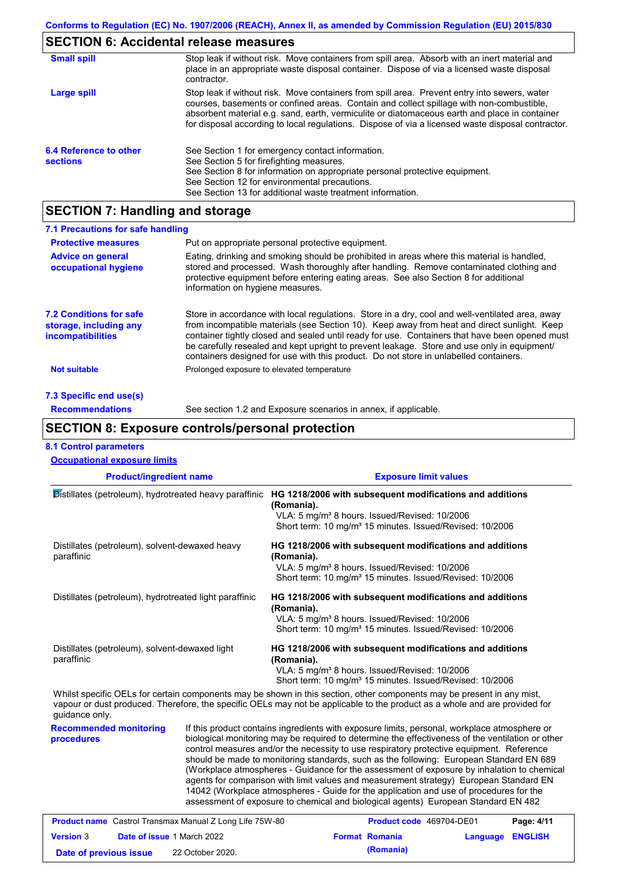## SECTION 6: Accidental release measures

**Small spill**

Stop leak if without risk. Move containers from spill area. Absorb with an inert material and place in an appropriate waste disposal container. Dispose of via a licensed waste disposal contractor.

**Large spill**

Stop leak if without risk. Move containers from spill area. Prevent entry into sewers, water courses, basements or confined areas. Contain and collect spillage with non-combustible, absorbent material e.g. sand, earth, vermiculite or diatomaceous earth and place in container for disposal according to local regulations. Dispose of via a licensed waste disposal contractor.

**6.4 Reference to other sections**

See Section 1 for emergency contact information.
See Section 5 for firefighting measures.
See Section 8 for information on appropriate personal protective equipment.
See Section 12 for environmental precautions.
See Section 13 for additional waste treatment information.

## SECTION 7: Handling and storage

### 7.1 Precautions for safe handling

**Protective measures**

Put on appropriate personal protective equipment.

**Advice on general occupational hygiene**

Eating, drinking and smoking should be prohibited in areas where this material is handled, stored and processed. Wash thoroughly after handling. Remove contaminated clothing and protective equipment before entering eating areas. See also Section 8 for additional information on hygiene measures.

**7.2 Conditions for safe storage, including any incompatibilities**

Store in accordance with local regulations. Store in a dry, cool and well-ventilated area, away from incompatible materials (see Section 10). Keep away from heat and direct sunlight. Keep container tightly closed and sealed until ready for use. Containers that have been opened must be carefully resealed and kept upright to prevent leakage. Store and use only in equipment/ containers designed for use with this product. Do not store in unlabelled containers.

**Not suitable**

Prolonged exposure to elevated temperature

### 7.3 Specific end use(s)

**Recommendations**

See section 1.2 and Exposure scenarios in annex, if applicable.

## SECTION 8: Exposure controls/personal protection

### 8.1 Control parameters

**Occupational exposure limits**

| Product/ingredient name | Exposure limit values |
|---|---|
| Distillates (petroleum), hydrotreated heavy paraffinic | **HG 1218/2006 with subsequent modifications and additions (Romania).** VLA: 5 mg/m³ 8 hours. Issued/Revised: 10/2006 Short term: 10 mg/m³ 15 minutes. Issued/Revised: 10/2006 |
| Distillates (petroleum), solvent-dewaxed heavy paraffinic | **HG 1218/2006 with subsequent modifications and additions (Romania).** VLA: 5 mg/m³ 8 hours. Issued/Revised: 10/2006 Short term: 10 mg/m³ 15 minutes. Issued/Revised: 10/2006 |
| Distillates (petroleum), hydrotreated light paraffinic | **HG 1218/2006 with subsequent modifications and additions (Romania).** VLA: 5 mg/m³ 8 hours. Issued/Revised: 10/2006 Short term: 10 mg/m³ 15 minutes. Issued/Revised: 10/2006 |
| Distillates (petroleum), solvent-dewaxed light paraffinic | **HG 1218/2006 with subsequent modifications and additions (Romania).** VLA: 5 mg/m³ 8 hours. Issued/Revised: 10/2006 Short term: 10 mg/m³ 15 minutes. Issued/Revised: 10/2006 |

Whilst specific OELs for certain components may be shown in this section, other components may be present in any mist, vapour or dust produced. Therefore, the specific OELs may not be applicable to the product as a whole and are provided for guidance only.

**Recommended monitoring procedures**

If this product contains ingredients with exposure limits, personal, workplace atmosphere or biological monitoring may be required to determine the effectiveness of the ventilation or other control measures and/or the necessity to use respiratory protective equipment. Reference should be made to monitoring standards, such as the following: European Standard EN 689 (Workplace atmospheres - Guidance for the assessment of exposure by inhalation to chemical agents for comparison with limit values and measurement strategy) European Standard EN 14042 (Workplace atmospheres - Guide for the application and use of procedures for the assessment of exposure to chemical and biological agents) European Standard EN 482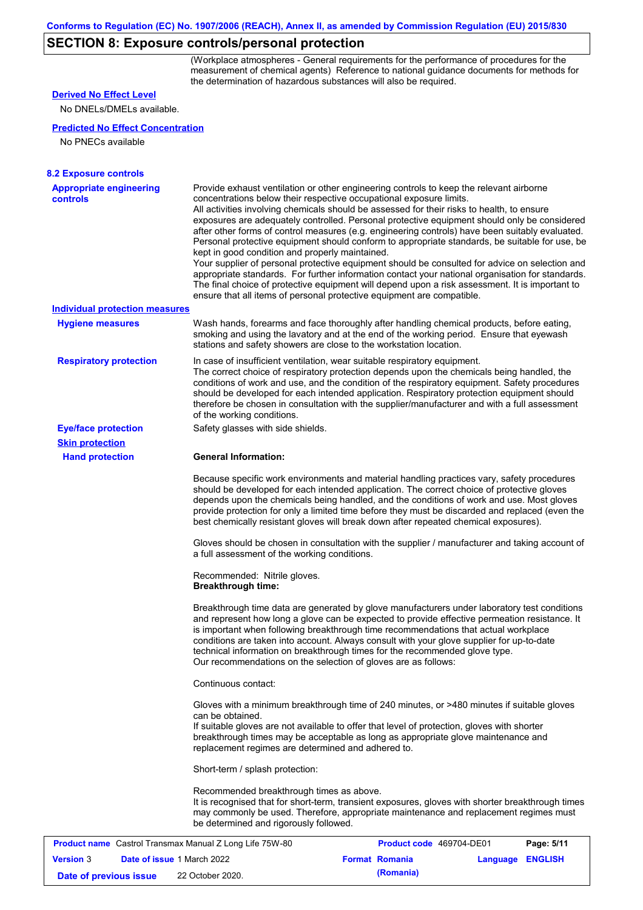## SECTION 8: Exposure controls/personal protection

(Workplace atmospheres - General requirements for the performance of procedures for the measurement of chemical agents) Reference to national guidance documents for methods for the determination of hazardous substances will also be required.

**Derived No Effect Level**

No DNELs/DMELs available.

**Predicted No Effect Concentration**

No PNECs available

### 8.2 Exposure controls

**Appropriate engineering controls**

Provide exhaust ventilation or other engineering controls to keep the relevant airborne concentrations below their respective occupational exposure limits.
All activities involving chemicals should be assessed for their risks to health, to ensure exposures are adequately controlled. Personal protective equipment should only be considered after other forms of control measures (e.g. engineering controls) have been suitably evaluated. Personal protective equipment should conform to appropriate standards, be suitable for use, be kept in good condition and properly maintained.
Your supplier of personal protective equipment should be consulted for advice on selection and appropriate standards. For further information contact your national organisation for standards. The final choice of protective equipment will depend upon a risk assessment. It is important to ensure that all items of personal protective equipment are compatible.

**Individual protection measures**

**Hygiene measures**

Wash hands, forearms and face thoroughly after handling chemical products, before eating, smoking and using the lavatory and at the end of the working period. Ensure that eyewash stations and safety showers are close to the workstation location.

**Respiratory protection**

In case of insufficient ventilation, wear suitable respiratory equipment.
The correct choice of respiratory protection depends upon the chemicals being handled, the conditions of work and use, and the condition of the respiratory equipment. Safety procedures should be developed for each intended application. Respiratory protection equipment should therefore be chosen in consultation with the supplier/manufacturer and with a full assessment of the working conditions.

**Eye/face protection**

Safety glasses with side shields.

**Skin protection**

**Hand protection**

**General Information:**

Because specific work environments and material handling practices vary, safety procedures should be developed for each intended application. The correct choice of protective gloves depends upon the chemicals being handled, and the conditions of work and use. Most gloves provide protection for only a limited time before they must be discarded and replaced (even the best chemically resistant gloves will break down after repeated chemical exposures).

Gloves should be chosen in consultation with the supplier / manufacturer and taking account of a full assessment of the working conditions.

Recommended: Nitrile gloves.
**Breakthrough time:**

Breakthrough time data are generated by glove manufacturers under laboratory test conditions and represent how long a glove can be expected to provide effective permeation resistance. It is important when following breakthrough time recommendations that actual workplace conditions are taken into account. Always consult with your glove supplier for up-to-date technical information on breakthrough times for the recommended glove type.
Our recommendations on the selection of gloves are as follows:

Continuous contact:

Gloves with a minimum breakthrough time of 240 minutes, or >480 minutes if suitable gloves can be obtained.
If suitable gloves are not available to offer that level of protection, gloves with shorter breakthrough times may be acceptable as long as appropriate glove maintenance and replacement regimes are determined and adhered to.

Short-term / splash protection:

Recommended breakthrough times as above.
It is recognised that for short-term, transient exposures, gloves with shorter breakthrough times may commonly be used. Therefore, appropriate maintenance and replacement regimes must be determined and rigorously followed.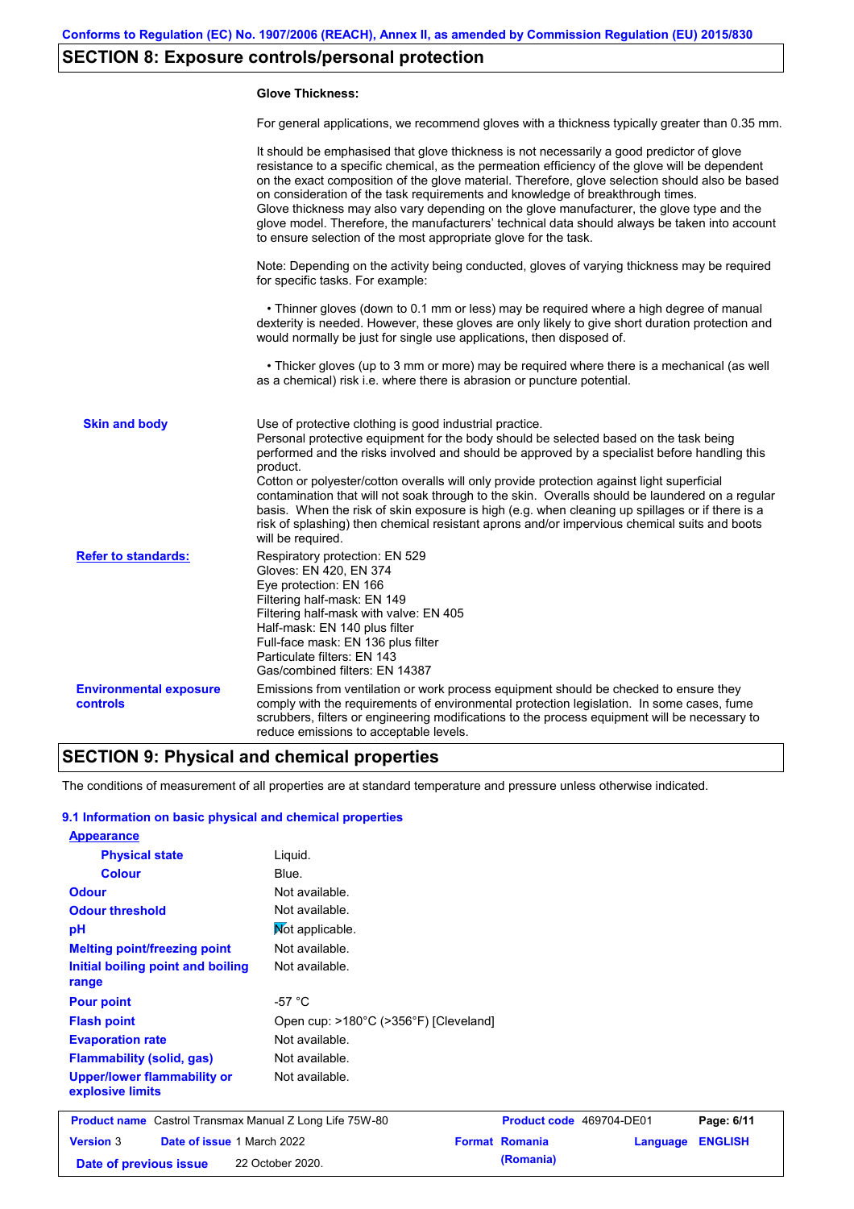## SECTION 8: Exposure controls/personal protection

**Glove Thickness:**

For general applications, we recommend gloves with a thickness typically greater than 0.35 mm.

It should be emphasised that glove thickness is not necessarily a good predictor of glove resistance to a specific chemical, as the permeation efficiency of the glove will be dependent on the exact composition of the glove material. Therefore, glove selection should also be based on consideration of the task requirements and knowledge of breakthrough times.
Glove thickness may also vary depending on the glove manufacturer, the glove type and the glove model. Therefore, the manufacturers' technical data should always be taken into account to ensure selection of the most appropriate glove for the task.

Note: Depending on the activity being conducted, gloves of varying thickness may be required for specific tasks. For example:

• Thinner gloves (down to 0.1 mm or less) may be required where a high degree of manual dexterity is needed. However, these gloves are only likely to give short duration protection and would normally be just for single use applications, then disposed of.

• Thicker gloves (up to 3 mm or more) may be required where there is a mechanical (as well as a chemical) risk i.e. where there is abrasion or puncture potential.

**Skin and body**

Use of protective clothing is good industrial practice.
Personal protective equipment for the body should be selected based on the task being performed and the risks involved and should be approved by a specialist before handling this product.
Cotton or polyester/cotton overalls will only provide protection against light superficial contamination that will not soak through to the skin. Overalls should be laundered on a regular basis. When the risk of skin exposure is high (e.g. when cleaning up spillages or if there is a risk of splashing) then chemical resistant aprons and/or impervious chemical suits and boots will be required.

**Refer to standards:**

Respiratory protection: EN 529
Gloves: EN 420, EN 374
Eye protection: EN 166
Filtering half-mask: EN 149
Filtering half-mask with valve: EN 405
Half-mask: EN 140 plus filter
Full-face mask: EN 136 plus filter
Particulate filters: EN 143
Gas/combined filters: EN 14387

**Environmental exposure controls**

Emissions from ventilation or work process equipment should be checked to ensure they comply with the requirements of environmental protection legislation. In some cases, fume scrubbers, filters or engineering modifications to the process equipment will be necessary to reduce emissions to acceptable levels.

## SECTION 9: Physical and chemical properties

The conditions of measurement of all properties are at standard temperature and pressure unless otherwise indicated.

### 9.1 Information on basic physical and chemical properties

| Property | Value |
|---|---|
| **Appearance** | |
| **Physical state** | Liquid. |
| **Colour** | Blue. |
| **Odour** | Not available. |
| **Odour threshold** | Not available. |
| **pH** | Not applicable. |
| **Melting point/freezing point** | Not available. |
| **Initial boiling point and boiling range** | Not available. |
| **Pour point** | -57 °C |
| **Flash point** | Open cup: >180°C (>356°F) [Cleveland] |
| **Evaporation rate** | Not available. |
| **Flammability (solid, gas)** | Not available. |
| **Upper/lower flammability or explosive limits** | Not available. |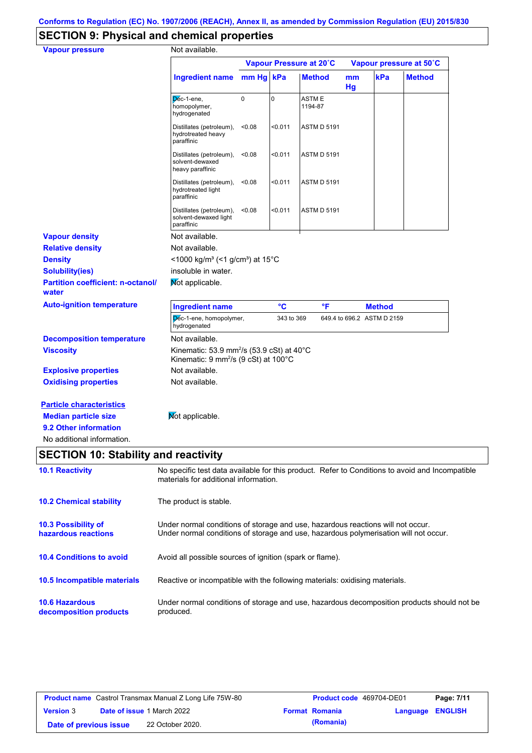Conforms to Regulation (EC) No. 1907/2006 (REACH), Annex II, as amended by Commission Regulation (EU) 2015/830

## SECTION 9: Physical and chemical properties

**Vapour pressure**: Not available.

| Ingredient name | Vapour Pressure at 20˚C | | | Vapour pressure at 50˚C | | |
|---|---|---|---|---|---|---|
| | mm Hg | kPa | Method | mm Hg | kPa | Method |
| Dec-1-ene, homopolymer, hydrogenated | 0 | 0 | ASTM E 1194-87 | | | |
| Distillates (petroleum), hydrotreated heavy paraffinic | <0.08 | <0.011 | ASTM D 5191 | | | |
| Distillates (petroleum), solvent-dewaxed heavy paraffinic | <0.08 | <0.011 | ASTM D 5191 | | | |
| Distillates (petroleum), hydrotreated light paraffinic | <0.08 | <0.011 | ASTM D 5191 | | | |
| Distillates (petroleum), solvent-dewaxed light paraffinic | <0.08 | <0.011 | ASTM D 5191 | | | |

**Vapour density**: Not available.

**Relative density**: Not available.

**Density**: <1000 kg/m³ (<1 g/cm³) at 15°C

**Solubility(ies)**: insoluble in water.

**Partition coefficient: n-octanol/ water**: Not applicable.

**Auto-ignition temperature**:

| Ingredient name | °C | °F | Method |
|---|---|---|---|
| Dec-1-ene, homopolymer, hydrogenated | 343 to 369 | 649.4 to 696.2 | ASTM D 2159 |

**Decomposition temperature**: Not available.

**Viscosity**: Kinematic: 53.9 mm²/s (53.9 cSt) at 40°C
Kinematic: 9 mm²/s (9 cSt) at 100°C

**Explosive properties**: Not available.

**Oxidising properties**: Not available.

**Particle characteristics**

**Median particle size**: Not applicable.

**9.2 Other information**

No additional information.

## SECTION 10: Stability and reactivity

**10.1 Reactivity**: No specific test data available for this product. Refer to Conditions to avoid and Incompatible materials for additional information.

**10.2 Chemical stability**: The product is stable.

**10.3 Possibility of hazardous reactions**: Under normal conditions of storage and use, hazardous reactions will not occur.
Under normal conditions of storage and use, hazardous polymerisation will not occur.

**10.4 Conditions to avoid**: Avoid all possible sources of ignition (spark or flame).

**10.5 Incompatible materials**: Reactive or incompatible with the following materials: oxidising materials.

**10.6 Hazardous decomposition products**: Under normal conditions of storage and use, hazardous decomposition products should not be produced.

| **Product name** Castrol Transmax Manual Z Long Life 75W-80 | **Product code** 469704-DE01 | **Page:** 7/11 |
|---|---|---|
| **Version** 3 **Date of issue** 1 March 2022 | **Format** Romania (Romania) | **Language** ENGLISH |
| **Date of previous issue** 22 October 2020. | | |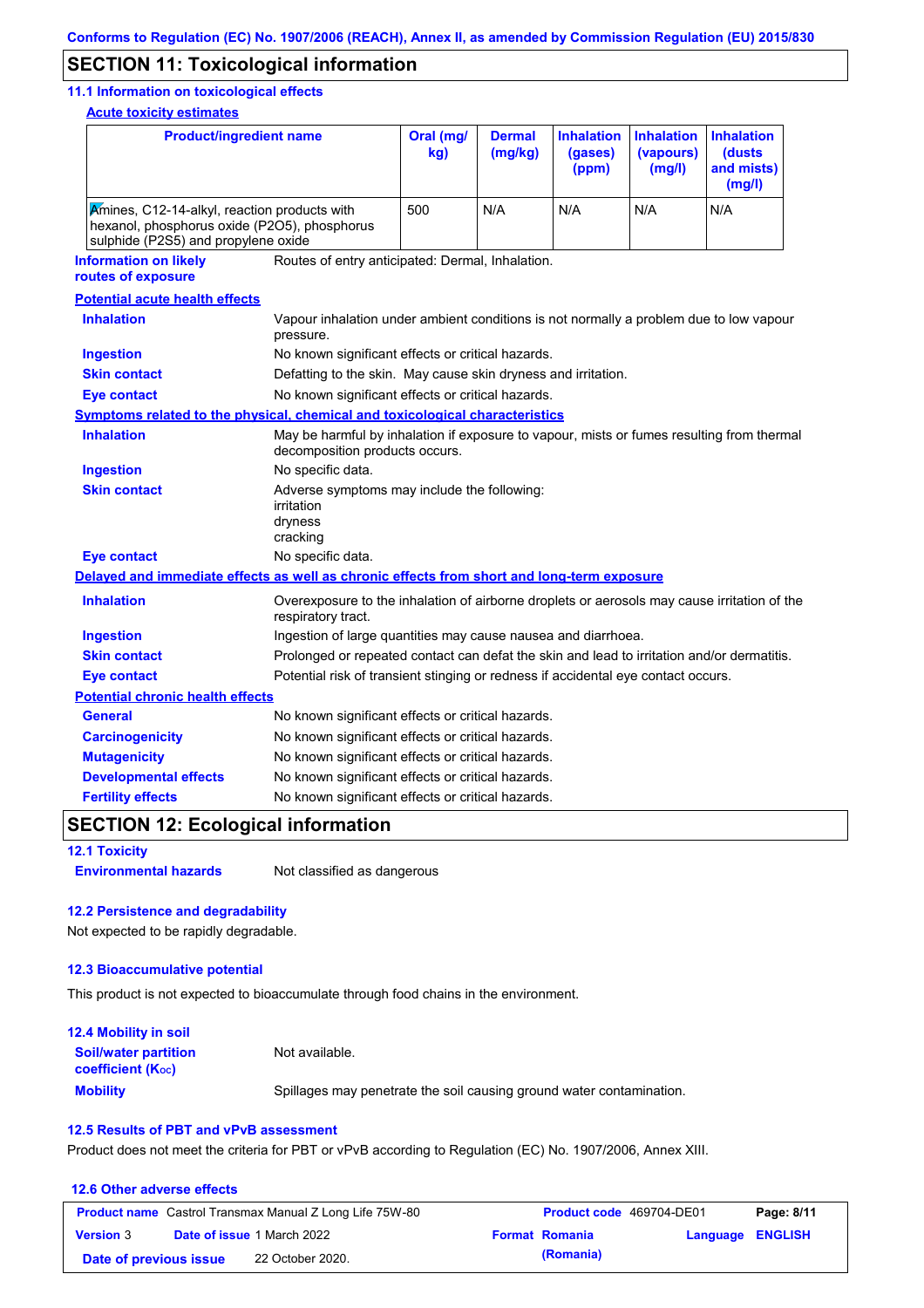Conforms to Regulation (EC) No. 1907/2006 (REACH), Annex II, as amended by Commission Regulation (EU) 2015/830

## SECTION 11: Toxicological information

### 11.1 Information on toxicological effects

**Acute toxicity estimates**

| Product/ingredient name | Oral (mg/kg) | Dermal (mg/kg) | Inhalation (gases) (ppm) | Inhalation (vapours) (mg/l) | Inhalation (dusts and mists) (mg/l) |
|---|---|---|---|---|---|
| Amines, C12-14-alkyl, reaction products with hexanol, phosphorus oxide (P2O5), phosphorus sulphide (P2S5) and propylene oxide | 500 | N/A | N/A | N/A | N/A |

**Information on likely routes of exposure**: Routes of entry anticipated: Dermal, Inhalation.

**Potential acute health effects**

**Inhalation**: Vapour inhalation under ambient conditions is not normally a problem due to low vapour pressure.
**Ingestion**: No known significant effects or critical hazards.
**Skin contact**: Defatting to the skin. May cause skin dryness and irritation.
**Eye contact**: No known significant effects or critical hazards.

**Symptoms related to the physical, chemical and toxicological characteristics**

**Inhalation**: May be harmful by inhalation if exposure to vapour, mists or fumes resulting from thermal decomposition products occurs.
**Ingestion**: No specific data.
**Skin contact**: Adverse symptoms may include the following:
irritation
dryness
cracking
**Eye contact**: No specific data.

**Delayed and immediate effects as well as chronic effects from short and long-term exposure**

**Inhalation**: Overexposure to the inhalation of airborne droplets or aerosols may cause irritation of the respiratory tract.
**Ingestion**: Ingestion of large quantities may cause nausea and diarrhoea.
**Skin contact**: Prolonged or repeated contact can defat the skin and lead to irritation and/or dermatitis.
**Eye contact**: Potential risk of transient stinging or redness if accidental eye contact occurs.

**Potential chronic health effects**

**General**: No known significant effects or critical hazards.
**Carcinogenicity**: No known significant effects or critical hazards.
**Mutagenicity**: No known significant effects or critical hazards.
**Developmental effects**: No known significant effects or critical hazards.
**Fertility effects**: No known significant effects or critical hazards.

## SECTION 12: Ecological information

### 12.1 Toxicity

**Environmental hazards**: Not classified as dangerous

### 12.2 Persistence and degradability

Not expected to be rapidly degradable.

### 12.3 Bioaccumulative potential

This product is not expected to bioaccumulate through food chains in the environment.

### 12.4 Mobility in soil

**Soil/water partition coefficient ($K_{OC}$)**: Not available.
**Mobility**: Spillages may penetrate the soil causing ground water contamination.

### 12.5 Results of PBT and vPvB assessment

Product does not meet the criteria for PBT or vPvB according to Regulation (EC) No. 1907/2006, Annex XIII.

### 12.6 Other adverse effects

| Product name Castrol Transmax Manual Z Long Life 75W-80 | | Product code 469704-DE01 | Page: 8/11 |
|---|---|---|---|
| Version 3 | Date of issue 1 March 2022 | Format Romania (Romania) | Language ENGLISH |
| Date of previous issue | 22 October 2020. | | |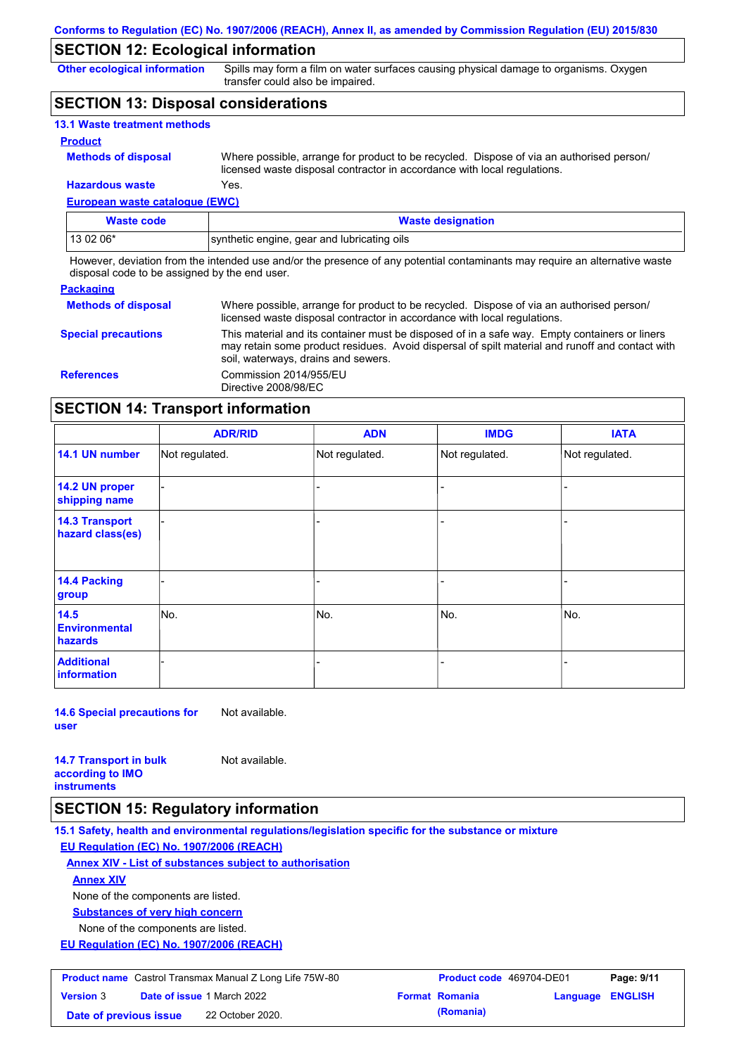## SECTION 12: Ecological information

**Other ecological information**: Spills may form a film on water surfaces causing physical damage to organisms. Oxygen transfer could also be impaired.

## SECTION 13: Disposal considerations

### 13.1 Waste treatment methods

**Product**

**Methods of disposal**: Where possible, arrange for product to be recycled. Dispose of via an authorised person/ licensed waste disposal contractor in accordance with local regulations.

**Hazardous waste**: Yes.

**European waste catalogue (EWC)**

| Waste code | Waste designation |
|---|---|
| 13 02 06* | synthetic engine, gear and lubricating oils |

However, deviation from the intended use and/or the presence of any potential contaminants may require an alternative waste disposal code to be assigned by the end user.

**Packaging**

**Methods of disposal**: Where possible, arrange for product to be recycled. Dispose of via an authorised person/ licensed waste disposal contractor in accordance with local regulations.

**Special precautions**: This material and its container must be disposed of in a safe way. Empty containers or liners may retain some product residues. Avoid dispersal of spilt material and runoff and contact with soil, waterways, drains and sewers.

**References**: Commission 2014/955/EU
Directive 2008/98/EC

## SECTION 14: Transport information

| | ADR/RID | ADN | IMDG | IATA |
|---|---|---|---|---|
| 14.1 UN number | Not regulated. | Not regulated. | Not regulated. | Not regulated. |
| 14.2 UN proper shipping name | - | - | - | - |
| 14.3 Transport hazard class(es) | - | - | - | - |
| 14.4 Packing group | - | - | - | - |
| 14.5 Environmental hazards | No. | No. | No. | No. |
| Additional information | - | - | - | - |

**14.6 Special precautions for user**: Not available.

**14.7 Transport in bulk according to IMO instruments**: Not available.

## SECTION 15: Regulatory information

### 15.1 Safety, health and environmental regulations/legislation specific for the substance or mixture

**EU Regulation (EC) No. 1907/2006 (REACH)**

**Annex XIV - List of substances subject to authorisation**

**Annex XIV**

None of the components are listed.

**Substances of very high concern**

None of the components are listed.

**EU Regulation (EC) No. 1907/2006 (REACH)**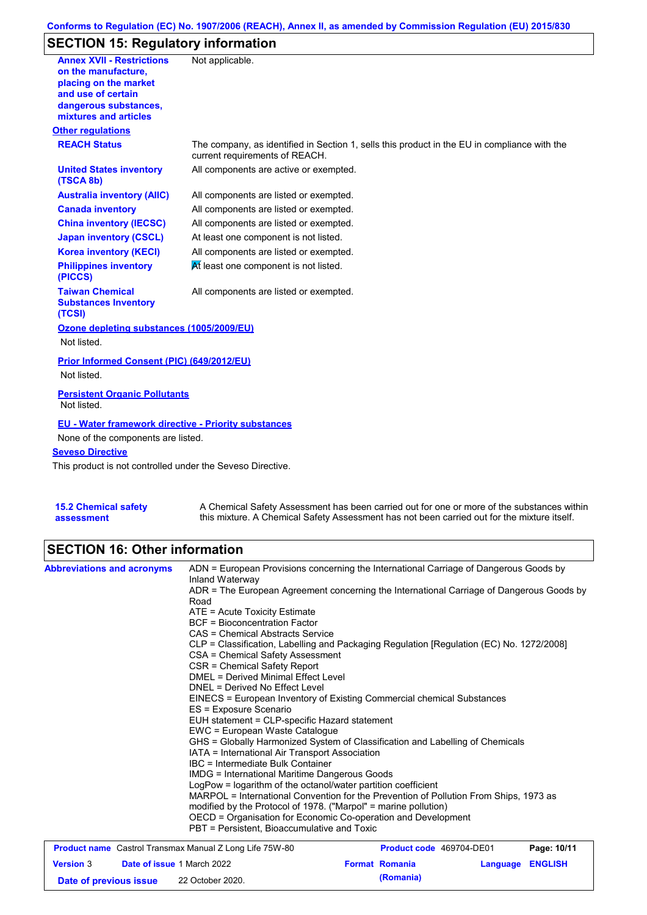## SECTION 15: Regulatory information

**Annex XVII - Restrictions on the manufacture, placing on the market and use of certain dangerous substances, mixtures and articles**: Not applicable.

**Other regulations**

| | |
|---|---|
| **REACH Status** | The company, as identified in Section 1, sells this product in the EU in compliance with the current requirements of REACH. |
| **United States inventory (TSCA 8b)** | All components are active or exempted. |
| **Australia inventory (AIIC)** | All components are listed or exempted. |
| **Canada inventory** | All components are listed or exempted. |
| **China inventory (IECSC)** | All components are listed or exempted. |
| **Japan inventory (CSCL)** | At least one component is not listed. |
| **Korea inventory (KECI)** | All components are listed or exempted. |
| **Philippines inventory (PICCS)** | At least one component is not listed. |
| **Taiwan Chemical Substances Inventory (TCSI)** | All components are listed or exempted. |

**Ozone depleting substances (1005/2009/EU)**

Not listed.

**Prior Informed Consent (PIC) (649/2012/EU)**

Not listed.

**Persistent Organic Pollutants**

Not listed.

**EU - Water framework directive - Priority substances**

None of the components are listed.

**Seveso Directive**

This product is not controlled under the Seveso Directive.

**15.2 Chemical safety assessment**: A Chemical Safety Assessment has been carried out for one or more of the substances within this mixture. A Chemical Safety Assessment has not been carried out for the mixture itself.

## SECTION 16: Other information

**Abbreviations and acronyms**

ADN = European Provisions concerning the International Carriage of Dangerous Goods by Inland Waterway
ADR = The European Agreement concerning the International Carriage of Dangerous Goods by Road
ATE = Acute Toxicity Estimate
BCF = Bioconcentration Factor
CAS = Chemical Abstracts Service
CLP = Classification, Labelling and Packaging Regulation [Regulation (EC) No. 1272/2008]
CSA = Chemical Safety Assessment
CSR = Chemical Safety Report
DMEL = Derived Minimal Effect Level
DNEL = Derived No Effect Level
EINECS = European Inventory of Existing Commercial chemical Substances
ES = Exposure Scenario
EUH statement = CLP-specific Hazard statement
EWC = European Waste Catalogue
GHS = Globally Harmonized System of Classification and Labelling of Chemicals
IATA = International Air Transport Association
IBC = Intermediate Bulk Container
IMDG = International Maritime Dangerous Goods
LogPow = logarithm of the octanol/water partition coefficient
MARPOL = International Convention for the Prevention of Pollution From Ships, 1973 as modified by the Protocol of 1978. ("Marpol" = marine pollution)
OECD = Organisation for Economic Co-operation and Development
PBT = Persistent, Bioaccumulative and Toxic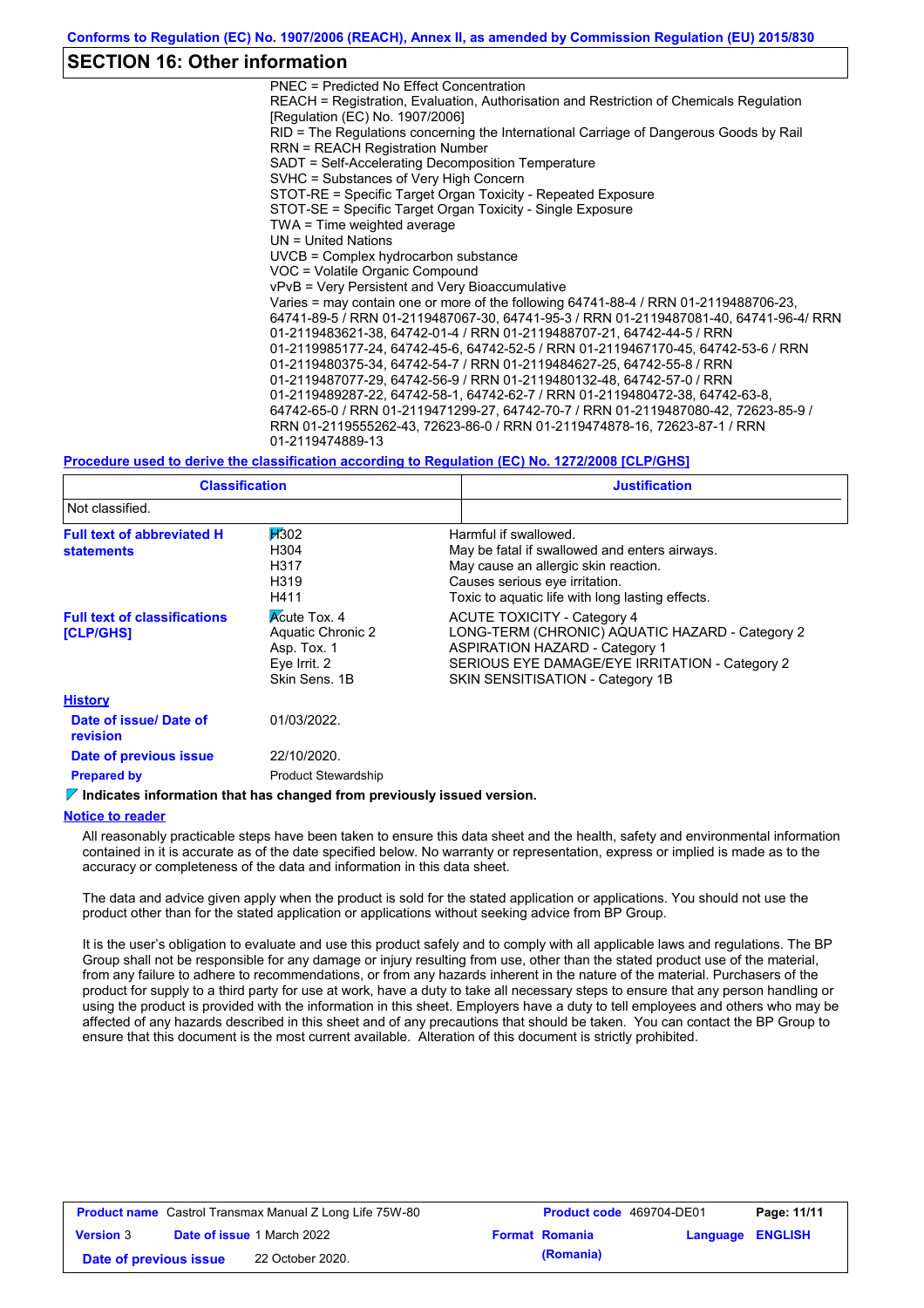## SECTION 16: Other information

PNEC = Predicted No Effect Concentration
REACH = Registration, Evaluation, Authorisation and Restriction of Chemicals Regulation [Regulation (EC) No. 1907/2006]
RID = The Regulations concerning the International Carriage of Dangerous Goods by Rail
RRN = REACH Registration Number
SADT = Self-Accelerating Decomposition Temperature
SVHC = Substances of Very High Concern
STOT-RE = Specific Target Organ Toxicity - Repeated Exposure
STOT-SE = Specific Target Organ Toxicity - Single Exposure
TWA = Time weighted average
UN = United Nations
UVCB = Complex hydrocarbon substance
VOC = Volatile Organic Compound
vPvB = Very Persistent and Very Bioaccumulative
Varies = may contain one or more of the following 64741-88-4 / RRN 01-2119488706-23, 64741-89-5 / RRN 01-2119487067-30, 64741-95-3 / RRN 01-2119487081-40, 64741-96-4/ RRN 01-2119483621-38, 64742-01-4 / RRN 01-2119488707-21, 64742-44-5 / RRN 01-2119985177-24, 64742-45-6, 64742-52-5 / RRN 01-2119467170-45, 64742-53-6 / RRN 01-2119480375-34, 64742-54-7 / RRN 01-2119484627-25, 64742-55-8 / RRN 01-2119487077-29, 64742-56-9 / RRN 01-2119480132-48, 64742-57-0 / RRN 01-2119489287-22, 64742-58-1, 64742-62-7 / RRN 01-2119480472-38, 64742-63-8, 64742-65-0 / RRN 01-2119471299-27, 64742-70-7 / RRN 01-2119487080-42, 72623-85-9 / RRN 01-2119555262-43, 72623-86-0 / RRN 01-2119474878-16, 72623-87-1 / RRN 01-2119474889-13

**Procedure used to derive the classification according to Regulation (EC) No. 1272/2008 [CLP/GHS]**

| Classification | Justification |
|---|---|
| Not classified. | |

**Full text of abbreviated H statements**

| | |
|---|---|
| H302 | Harmful if swallowed. |
| H304 | May be fatal if swallowed and enters airways. |
| H317 | May cause an allergic skin reaction. |
| H319 | Causes serious eye irritation. |
| H411 | Toxic to aquatic life with long lasting effects. |

**Full text of classifications [CLP/GHS]**

| | |
|---|---|
| Acute Tox. 4 | ACUTE TOXICITY - Category 4 |
| Aquatic Chronic 2 | LONG-TERM (CHRONIC) AQUATIC HAZARD - Category 2 |
| Asp. Tox. 1 | ASPIRATION HAZARD - Category 1 |
| Eye Irrit. 2 | SERIOUS EYE DAMAGE/EYE IRRITATION - Category 2 |
| Skin Sens. 1B | SKIN SENSITISATION - Category 1B |

**History**

**Date of issue/ Date of revision**: 01/03/2022.

**Date of previous issue**: 22/10/2020.

**Prepared by**: Product Stewardship

**Indicates information that has changed from previously issued version.**

**Notice to reader**

All reasonably practicable steps have been taken to ensure this data sheet and the health, safety and environmental information contained in it is accurate as of the date specified below. No warranty or representation, express or implied is made as to the accuracy or completeness of the data and information in this data sheet.

The data and advice given apply when the product is sold for the stated application or applications. You should not use the product other than for the stated application or applications without seeking advice from BP Group.

It is the user's obligation to evaluate and use this product safely and to comply with all applicable laws and regulations. The BP Group shall not be responsible for any damage or injury resulting from use, other than the stated product use of the material, from any failure to adhere to recommendations, or from any hazards inherent in the nature of the material. Purchasers of the product for supply to a third party for use at work, have a duty to take all necessary steps to ensure that any person handling or using the product is provided with the information in this sheet. Employers have a duty to tell employees and others who may be affected of any hazards described in this sheet and of any precautions that should be taken. You can contact the BP Group to ensure that this document is the most current available. Alteration of this document is strictly prohibited.